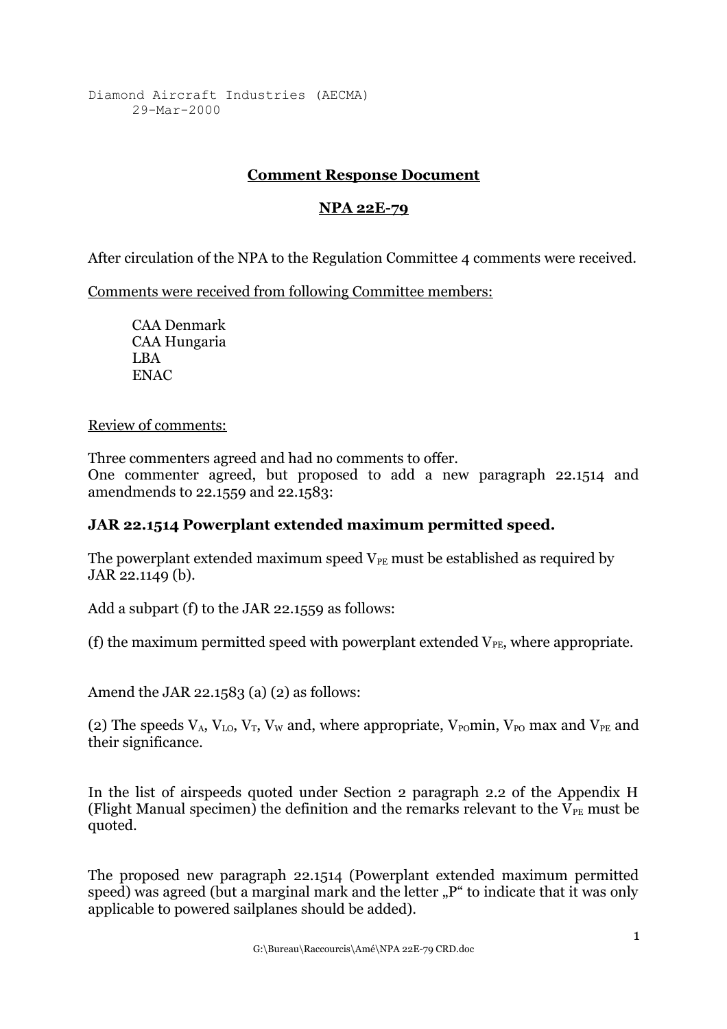Diamond Aircraft Industries (AECMA)
29-Mar-2000

## Comment Response Document

## NPA 22E-79

After circulation of the NPA to the Regulation Committee 4 comments were received.

Comments were received from following Committee members:

CAA Denmark
CAA Hungaria
LBA
ENAC

Review of comments:

Three commenters agreed and had no comments to offer.
One commenter agreed, but proposed to add a new paragraph 22.1514 and amendmends to 22.1559 and 22.1583:

### JAR 22.1514 Powerplant extended maximum permitted speed.

The powerplant extended maximum speed $V_{PE}$ must be established as required by JAR 22.1149 (b).

Add a subpart (f) to the JAR 22.1559 as follows:

(f) the maximum permitted speed with powerplant extended $V_{PE}$, where appropriate.

Amend the JAR 22.1583 (a) (2) as follows:

(2) The speeds $V_A$, $V_{LO}$, $V_T$, $V_W$ and, where appropriate, $V_{PO}$min, $V_{PO}$ max and $V_{PE}$ and their significance.

In the list of airspeeds quoted under Section 2 paragraph 2.2 of the Appendix H (Flight Manual specimen) the definition and the remarks relevant to the $V_{PE}$ must be quoted.

The proposed new paragraph 22.1514 (Powerplant extended maximum permitted speed) was agreed (but a marginal mark and the letter „P“ to indicate that it was only applicable to powered sailplanes should be added).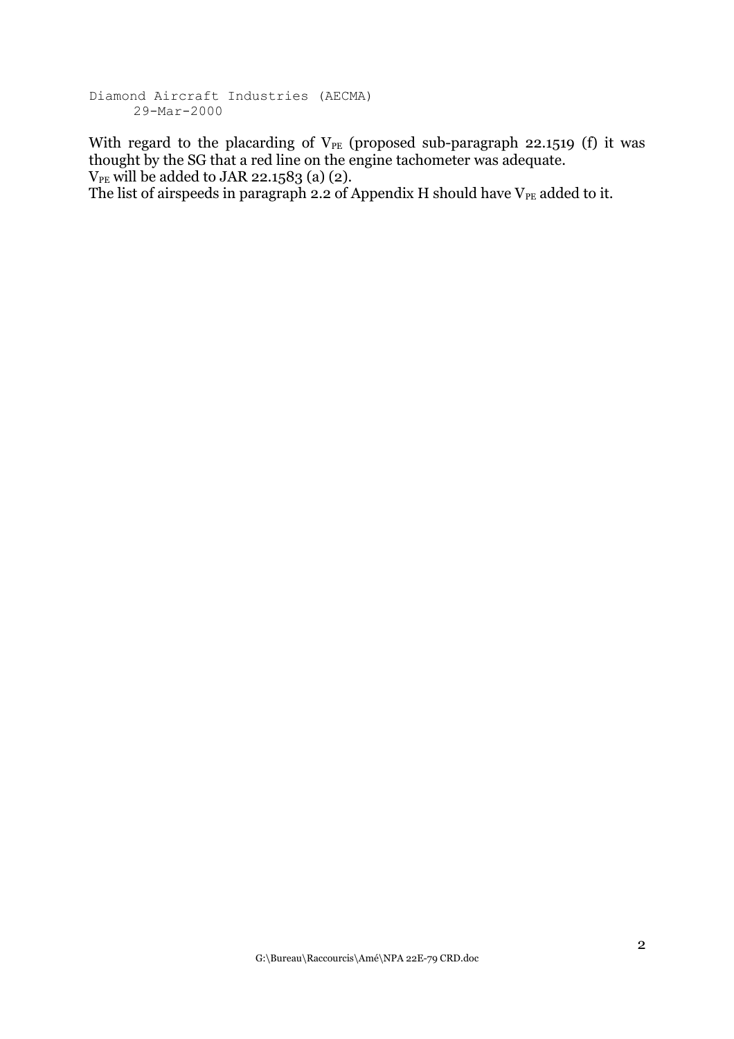```
Diamond Aircraft Industries (AECMA)
      29-Mar-2000
```

With regard to the placarding of $V_{PE}$ (proposed sub-paragraph 22.1519 (f) it was thought by the SG that a red line on the engine tachometer was adequate.
$V_{PE}$ will be added to JAR 22.1583 (a) (2).
The list of airspeeds in paragraph 2.2 of Appendix H should have $V_{PE}$ added to it.

G:\Bureau\Raccourcis\Amé\NPA 22E-79 CRD.doc